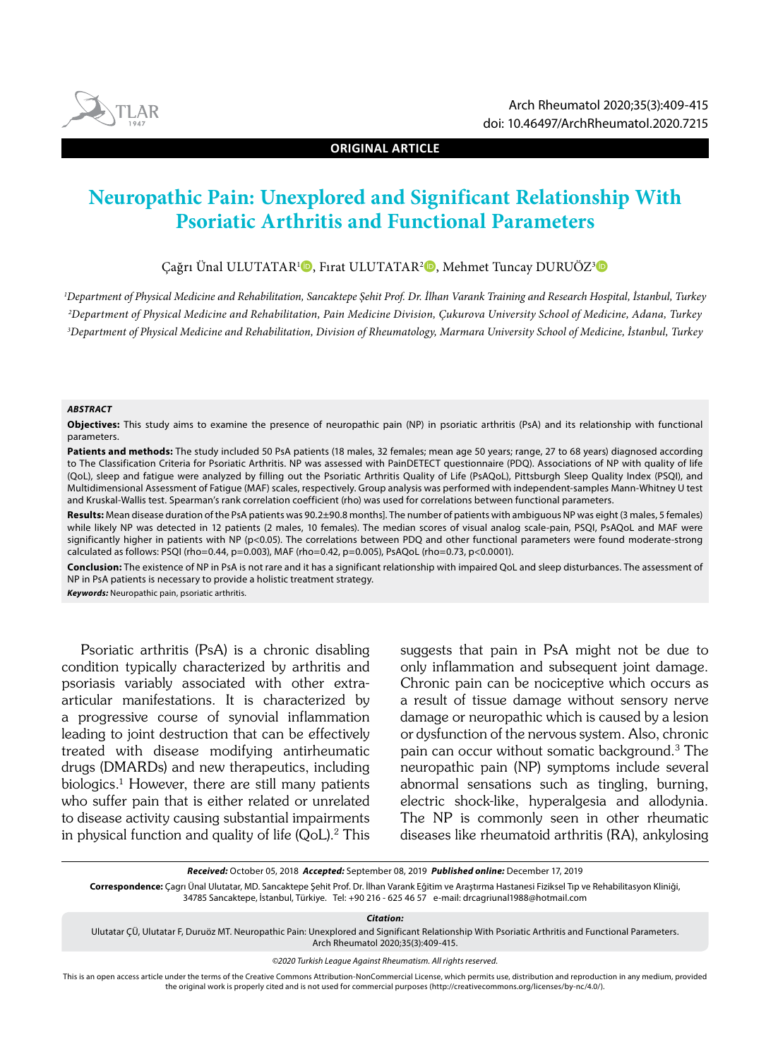ORIGINAL ARTICLE

# Neuropathic Pain: Unexplored and Significant Relationship With Psoriatic Arthritis and Functional Parameters

Çağrı Ünal ULUTATAR[1], Fırat ULUTATAR[2], Mehmet Tuncay DURUÖZ[3]

[1]*Department of Physical Medicine and Rehabilitation, Sancaktepe Şehit Prof. Dr. İlhan Varank Training and Research Hospital, İstanbul, Turkey*
[2]*Department of Physical Medicine and Rehabilitation, Pain Medicine Division, Çukurova University School of Medicine, Adana, Turkey*
[3]*Department of Physical Medicine and Rehabilitation, Division of Rheumatology, Marmara University School of Medicine, İstanbul, Turkey*

***ABSTRACT***

**Objectives:** This study aims to examine the presence of neuropathic pain (NP) in psoriatic arthritis (PsA) and its relationship with functional parameters.

**Patients and methods:** The study included 50 PsA patients (18 males, 32 females; mean age 50 years; range, 27 to 68 years) diagnosed according to The Classification Criteria for Psoriatic Arthritis. NP was assessed with PainDETECT questionnaire (PDQ). Associations of NP with quality of life (QoL), sleep and fatigue were analyzed by filling out the Psoriatic Arthritis Quality of Life (PsAQoL), Pittsburgh Sleep Quality Index (PSQI), and Multidimensional Assessment of Fatigue (MAF) scales, respectively. Group analysis was performed with independent-samples Mann-Whitney U test and Kruskal-Wallis test. Spearman's rank correlation coefficient (rho) was used for correlations between functional parameters.

**Results:** Mean disease duration of the PsA patients was 90.2±90.8 months]. The number of patients with ambiguous NP was eight (3 males, 5 females) while likely NP was detected in 12 patients (2 males, 10 females). The median scores of visual analog scale-pain, PSQI, PsAQoL and MAF were significantly higher in patients with NP ($p<0.05$). The correlations between PDQ and other functional parameters were found moderate-strong calculated as follows: PSQI (rho=0.44, p=0.003), MAF (rho=0.42, p=0.005), PsAQoL (rho=0.73, $p<0.0001$).

**Conclusion:** The existence of NP in PsA is not rare and it has a significant relationship with impaired QoL and sleep disturbances. The assessment of NP in PsA patients is necessary to provide a holistic treatment strategy.

***Keywords:*** Neuropathic pain, psoriatic arthritis.

Psoriatic arthritis (PsA) is a chronic disabling condition typically characterized by arthritis and psoriasis variably associated with other extra-articular manifestations. It is characterized by a progressive course of synovial inflammation leading to joint destruction that can be effectively treated with disease modifying antirheumatic drugs (DMARDs) and new therapeutics, including biologics.[1] However, there are still many patients who suffer pain that is either related or unrelated to disease activity causing substantial impairments in physical function and quality of life (QoL).[2] This suggests that pain in PsA might not be due to only inflammation and subsequent joint damage. Chronic pain can be nociceptive which occurs as a result of tissue damage without sensory nerve damage or neuropathic which is caused by a lesion or dysfunction of the nervous system. Also, chronic pain can occur without somatic background.[3] The neuropathic pain (NP) symptoms include several abnormal sensations such as tingling, burning, electric shock-like, hyperalgesia and allodynia. The NP is commonly seen in other rheumatic diseases like rheumatoid arthritis (RA), ankylosing

***Received:*** October 05, 2018 ***Accepted:*** September 08, 2019 ***Published online:*** December 17, 2019

**Correspondence:** Çagrı Ünal Ulutatar, MD. Sancaktepe Şehit Prof. Dr. İlhan Varank Eğitim ve Araştırma Hastanesi Fiziksel Tıp ve Rehabilitasyon Kliniği, 34785 Sancaktepe, İstanbul, Türkiye. Tel: +90 216 - 625 46 57 e-mail: drcagriunal1988@hotmail.com

***Citation:***
Ulutatar ÇÜ, Ulutatar F, Duruöz MT. Neuropathic Pain: Unexplored and Significant Relationship With Psoriatic Arthritis and Functional Parameters. Arch Rheumatol 2020;35(3):409-415.

*©2020 Turkish League Against Rheumatism. All rights reserved.*

This is an open access article under the terms of the Creative Commons Attribution-NonCommercial License, which permits use, distribution and reproduction in any medium, provided the original work is properly cited and is not used for commercial purposes (http://creativecommons.org/licenses/by-nc/4.0/).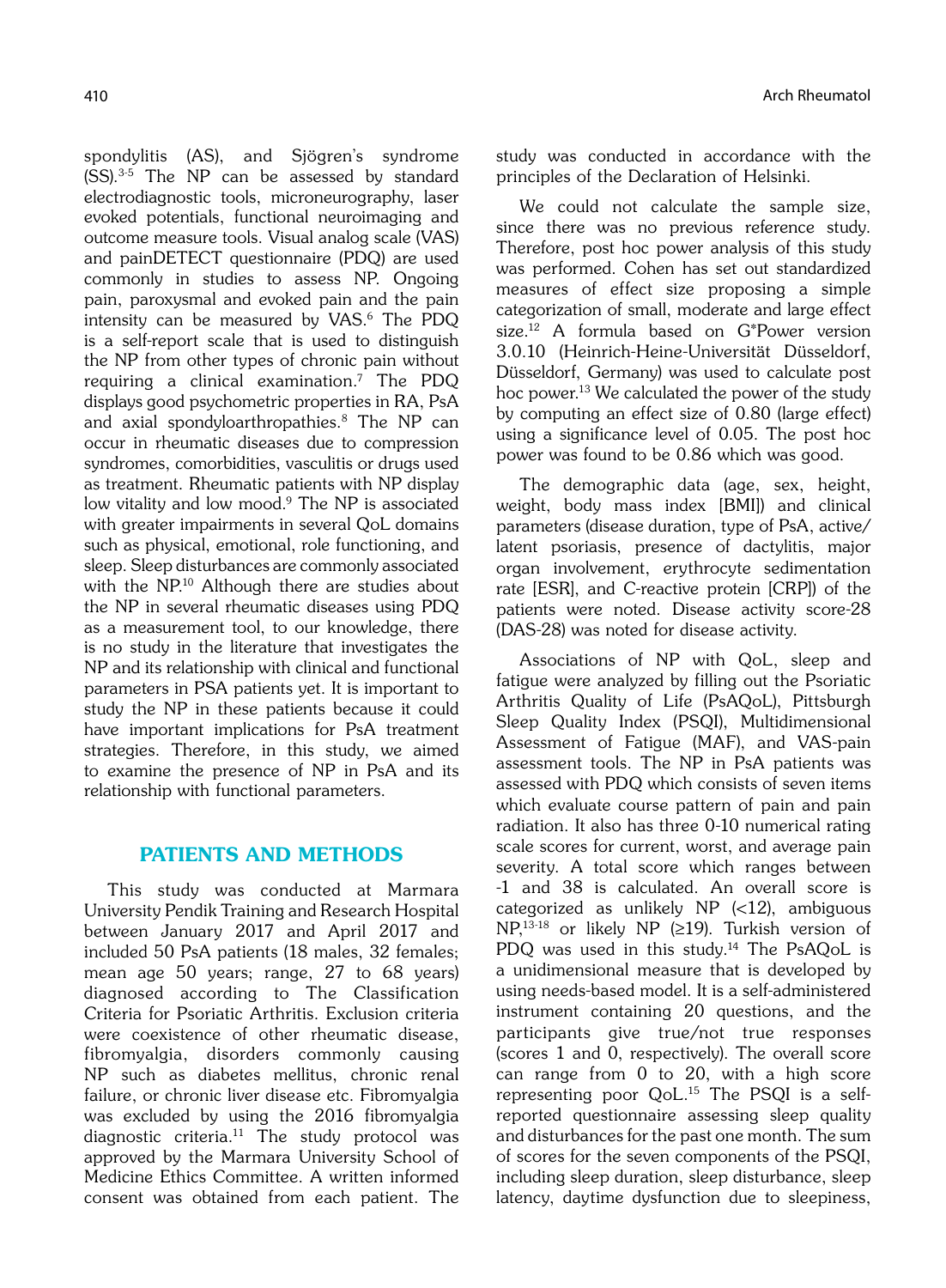spondylitis (AS), and Sjögren's syndrome (SS).[3-5] The NP can be assessed by standard electrodiagnostic tools, microneurography, laser evoked potentials, functional neuroimaging and outcome measure tools. Visual analog scale (VAS) and painDETECT questionnaire (PDQ) are used commonly in studies to assess NP. Ongoing pain, paroxysmal and evoked pain and the pain intensity can be measured by VAS.[6] The PDQ is a self-report scale that is used to distinguish the NP from other types of chronic pain without requiring a clinical examination.[7] The PDQ displays good psychometric properties in RA, PsA and axial spondyloarthropathies.[8] The NP can occur in rheumatic diseases due to compression syndromes, comorbidities, vasculitis or drugs used as treatment. Rheumatic patients with NP display low vitality and low mood.[9] The NP is associated with greater impairments in several QoL domains such as physical, emotional, role functioning, and sleep. Sleep disturbances are commonly associated with the NP.[10] Although there are studies about the NP in several rheumatic diseases using PDQ as a measurement tool, to our knowledge, there is no study in the literature that investigates the NP and its relationship with clinical and functional parameters in PSA patients yet. It is important to study the NP in these patients because it could have important implications for PsA treatment strategies. Therefore, in this study, we aimed to examine the presence of NP in PsA and its relationship with functional parameters.

## PATIENTS AND METHODS

This study was conducted at Marmara University Pendik Training and Research Hospital between January 2017 and April 2017 and included 50 PsA patients (18 males, 32 females; mean age 50 years; range, 27 to 68 years) diagnosed according to The Classification Criteria for Psoriatic Arthritis. Exclusion criteria were coexistence of other rheumatic disease, fibromyalgia, disorders commonly causing NP such as diabetes mellitus, chronic renal failure, or chronic liver disease etc. Fibromyalgia was excluded by using the 2016 fibromyalgia diagnostic criteria.[11] The study protocol was approved by the Marmara University School of Medicine Ethics Committee. A written informed consent was obtained from each patient. The study was conducted in accordance with the principles of the Declaration of Helsinki.

We could not calculate the sample size, since there was no previous reference study. Therefore, post hoc power analysis of this study was performed. Cohen has set out standardized measures of effect size proposing a simple categorization of small, moderate and large effect size.[12] A formula based on G*Power version 3.0.10 (Heinrich-Heine-Universität Düsseldorf, Düsseldorf, Germany) was used to calculate post hoc power.[13] We calculated the power of the study by computing an effect size of 0.80 (large effect) using a significance level of 0.05. The post hoc power was found to be 0.86 which was good.

The demographic data (age, sex, height, weight, body mass index [BMI]) and clinical parameters (disease duration, type of PsA, active/latent psoriasis, presence of dactylitis, major organ involvement, erythrocyte sedimentation rate [ESR], and C-reactive protein [CRP]) of the patients were noted. Disease activity score-28 (DAS-28) was noted for disease activity.

Associations of NP with QoL, sleep and fatigue were analyzed by filling out the Psoriatic Arthritis Quality of Life (PsAQoL), Pittsburgh Sleep Quality Index (PSQI), Multidimensional Assessment of Fatigue (MAF), and VAS-pain assessment tools. The NP in PsA patients was assessed with PDQ which consists of seven items which evaluate course pattern of pain and pain radiation. It also has three 0-10 numerical rating scale scores for current, worst, and average pain severity. A total score which ranges between -1 and 38 is calculated. An overall score is categorized as unlikely NP (<12), ambiguous NP,[13-18] or likely NP (≥19). Turkish version of PDQ was used in this study.[14] The PsAQoL is a unidimensional measure that is developed by using needs-based model. It is a self-administered instrument containing 20 questions, and the participants give true/not true responses (scores 1 and 0, respectively). The overall score can range from 0 to 20, with a high score representing poor QoL.[15] The PSQI is a self-reported questionnaire assessing sleep quality and disturbances for the past one month. The sum of scores for the seven components of the PSQI, including sleep duration, sleep disturbance, sleep latency, daytime dysfunction due to sleepiness,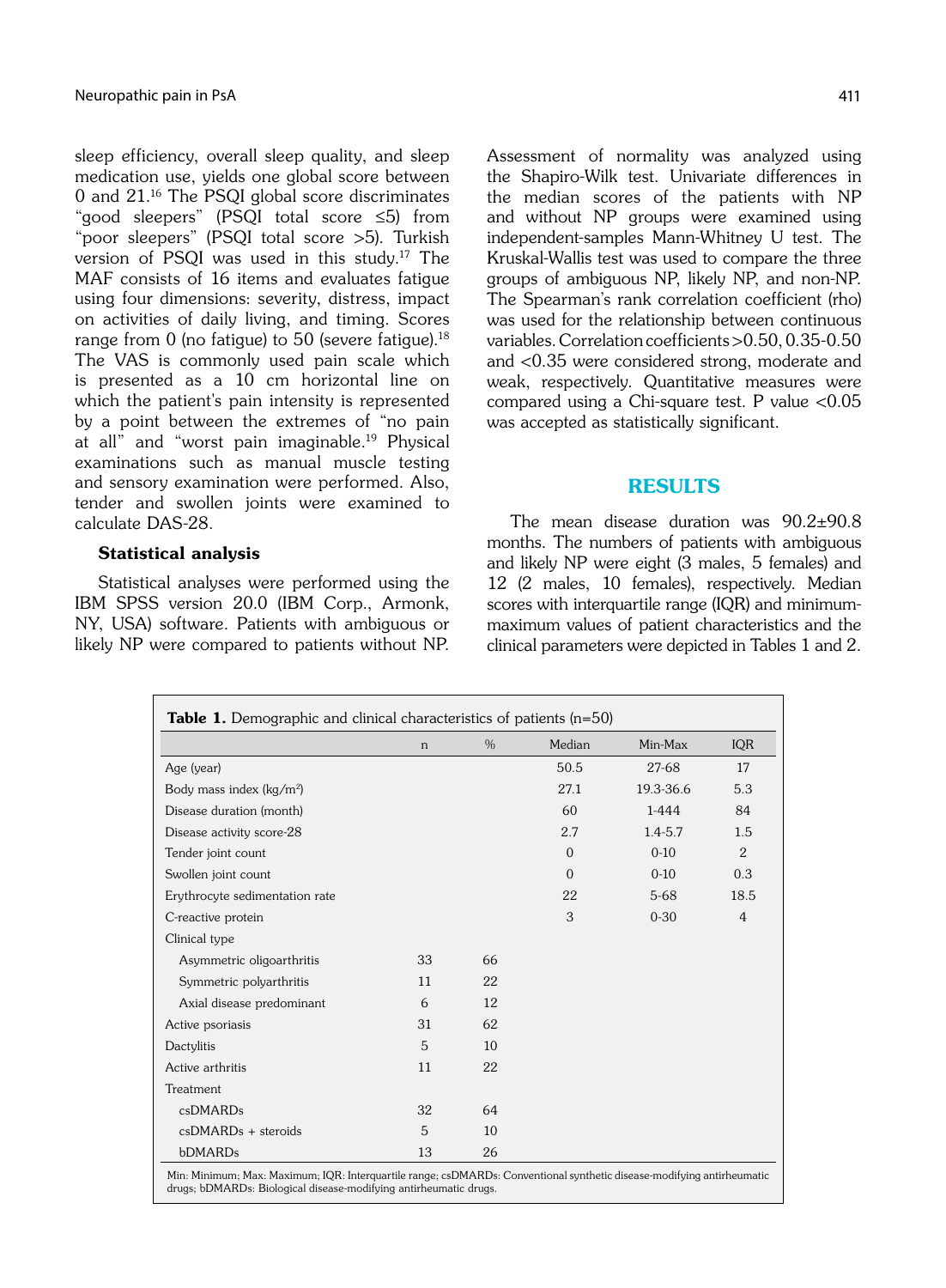sleep efficiency, overall sleep quality, and sleep medication use, yields one global score between 0 and 21.[16] The PSQI global score discriminates "good sleepers" (PSQI total score ≤5) from "poor sleepers" (PSQI total score >5). Turkish version of PSQI was used in this study.[17] The MAF consists of 16 items and evaluates fatigue using four dimensions: severity, distress, impact on activities of daily living, and timing. Scores range from 0 (no fatigue) to 50 (severe fatigue).[18] The VAS is commonly used pain scale which is presented as a 10 cm horizontal line on which the patient's pain intensity is represented by a point between the extremes of "no pain at all" and "worst pain imaginable.[19] Physical examinations such as manual muscle testing and sensory examination were performed. Also, tender and swollen joints were examined to calculate DAS-28.

### Statistical analysis

Statistical analyses were performed using the IBM SPSS version 20.0 (IBM Corp., Armonk, NY, USA) software. Patients with ambiguous or likely NP were compared to patients without NP. Assessment of normality was analyzed using the Shapiro-Wilk test. Univariate differences in the median scores of the patients with NP and without NP groups were examined using independent-samples Mann-Whitney U test. The Kruskal-Wallis test was used to compare the three groups of ambiguous NP, likely NP, and non-NP. The Spearman's rank correlation coefficient (rho) was used for the relationship between continuous variables. Correlation coefficients >0.50, 0.35-0.50 and <0.35 were considered strong, moderate and weak, respectively. Quantitative measures were compared using a Chi-square test. P value <0.05 was accepted as statistically significant.

## RESULTS

The mean disease duration was 90.2±90.8 months. The numbers of patients with ambiguous and likely NP were eight (3 males, 5 females) and 12 (2 males, 10 females), respectively. Median scores with interquartile range (IQR) and minimum-maximum values of patient characteristics and the clinical parameters were depicted in Tables 1 and 2.

**Table 1.** Demographic and clinical characteristics of patients (n=50)

| | n | % | Median | Min-Max | IQR |
|---|---|---|---|---|---|
| Age (year) | | | 50.5 | 27-68 | 17 |
| Body mass index (kg/m$^2$) | | | 27.1 | 19.3-36.6 | 5.3 |
| Disease duration (month) | | | 60 | 1-444 | 84 |
| Disease activity score-28 | | | 2.7 | 1.4-5.7 | 1.5 |
| Tender joint count | | | 0 | 0-10 | 2 |
| Swollen joint count | | | 0 | 0-10 | 0.3 |
| Erythrocyte sedimentation rate | | | 22 | 5-68 | 18.5 |
| C-reactive protein | | | 3 | 0-30 | 4 |
| Clinical type | | | | | |
| Asymmetric oligoarthritis | 33 | 66 | | | |
| Symmetric polyarthritis | 11 | 22 | | | |
| Axial disease predominant | 6 | 12 | | | |
| Active psoriasis | 31 | 62 | | | |
| Dactylitis | 5 | 10 | | | |
| Active arthritis | 11 | 22 | | | |
| Treatment | | | | | |
| csDMARDs | 32 | 64 | | | |
| csDMARDs + steroids | 5 | 10 | | | |
| bDMARDs | 13 | 26 | | | |

Min: Minimum; Max: Maximum; IQR: Interquartile range; csDMARDs: Conventional synthetic disease-modifying antirheumatic drugs; bDMARDs: Biological disease-modifying antirheumatic drugs.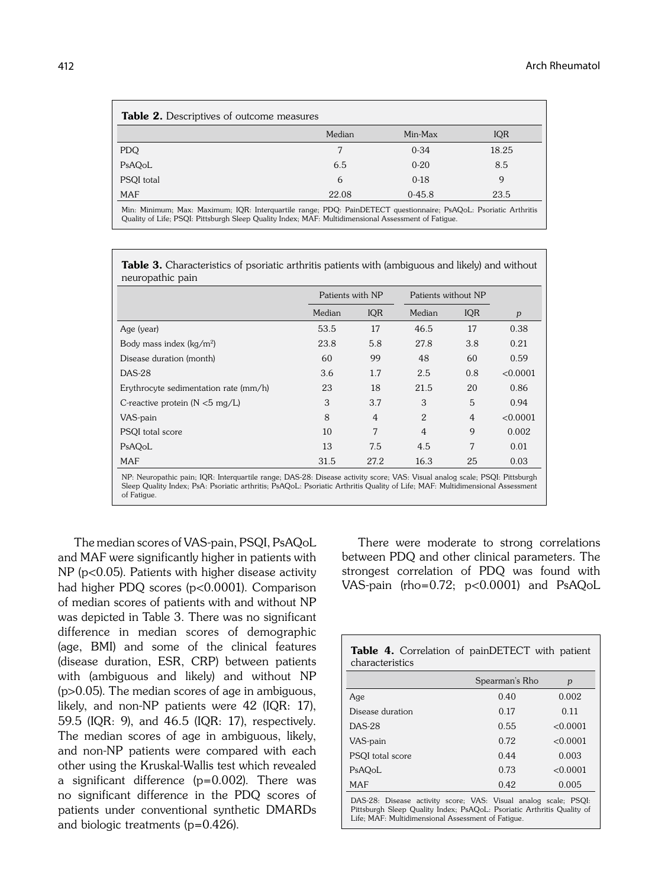**Table 2.** Descriptives of outcome measures

| | Median | Min-Max | IQR |
|---|---|---|---|
| PDQ | 7 | 0-34 | 18.25 |
| PsAQoL | 6.5 | 0-20 | 8.5 |
| PSQI total | 6 | 0-18 | 9 |
| MAF | 22.08 | 0-45.8 | 23.5 |

Min: Minimum; Max: Maximum; IQR: Interquartile range; PDQ: PainDETECT questionnaire; PsAQoL: Psoriatic Arthritis Quality of Life; PSQI: Pittsburgh Sleep Quality Index; MAF: Multidimensional Assessment of Fatigue.

**Table 3.** Characteristics of psoriatic arthritis patients with (ambiguous and likely) and without neuropathic pain

| | Patients with NP | | Patients without NP | | |
|---|---|---|---|---|---|
| | Median | IQR | Median | IQR | $p$ |
| Age (year) | 53.5 | 17 | 46.5 | 17 | 0.38 |
| Body mass index (kg/m$^2$) | 23.8 | 5.8 | 27.8 | 3.8 | 0.21 |
| Disease duration (month) | 60 | 99 | 48 | 60 | 0.59 |
| DAS-28 | 3.6 | 1.7 | 2.5 | 0.8 | <0.0001 |
| Erythrocyte sedimentation rate (mm/h) | 23 | 18 | 21.5 | 20 | 0.86 |
| C-reactive protein (N <5 mg/L) | 3 | 3.7 | 3 | 5 | 0.94 |
| VAS-pain | 8 | 4 | 2 | 4 | <0.0001 |
| PSQI total score | 10 | 7 | 4 | 9 | 0.002 |
| PsAQoL | 13 | 7.5 | 4.5 | 7 | 0.01 |
| MAF | 31.5 | 27.2 | 16.3 | 25 | 0.03 |

NP: Neuropathic pain; IQR: Interquartile range; DAS-28: Disease activity score; VAS: Visual analog scale; PSQI: Pittsburgh Sleep Quality Index; PsA: Psoriatic arthritis; PsAQoL: Psoriatic Arthritis Quality of Life; MAF: Multidimensional Assessment of Fatigue.

The median scores of VAS-pain, PSQI, PsAQoL and MAF were significantly higher in patients with NP ($p<0.05$). Patients with higher disease activity had higher PDQ scores ($p<0.0001$). Comparison of median scores of patients with and without NP was depicted in Table 3. There was no significant difference in median scores of demographic (age, BMI) and some of the clinical features (disease duration, ESR, CRP) between patients with (ambiguous and likely) and without NP ($p>0.05$). The median scores of age in ambiguous, likely, and non-NP patients were 42 (IQR: 17), 59.5 (IQR: 9), and 46.5 (IQR: 17), respectively. The median scores of age in ambiguous, likely, and non-NP patients were compared with each other using the Kruskal-Wallis test which revealed a significant difference ($p=0.002$). There was no significant difference in the PDQ scores of patients under conventional synthetic DMARDs and biologic treatments ($p=0.426$).

There were moderate to strong correlations between PDQ and other clinical parameters. The strongest correlation of PDQ was found with VAS-pain (rho=0.72; $p<0.0001$) and PsAQoL

**Table 4.** Correlation of painDETECT with patient characteristics

| | Spearman's Rho | $p$ |
|---|---|---|
| Age | 0.40 | 0.002 |
| Disease duration | 0.17 | 0.11 |
| DAS-28 | 0.55 | <0.0001 |
| VAS-pain | 0.72 | <0.0001 |
| PSQI total score | 0.44 | 0.003 |
| PsAQoL | 0.73 | <0.0001 |
| MAF | 0.42 | 0.005 |

DAS-28: Disease activity score; VAS: Visual analog scale; PSQI: Pittsburgh Sleep Quality Index; PsAQoL: Psoriatic Arthritis Quality of Life; MAF: Multidimensional Assessment of Fatigue.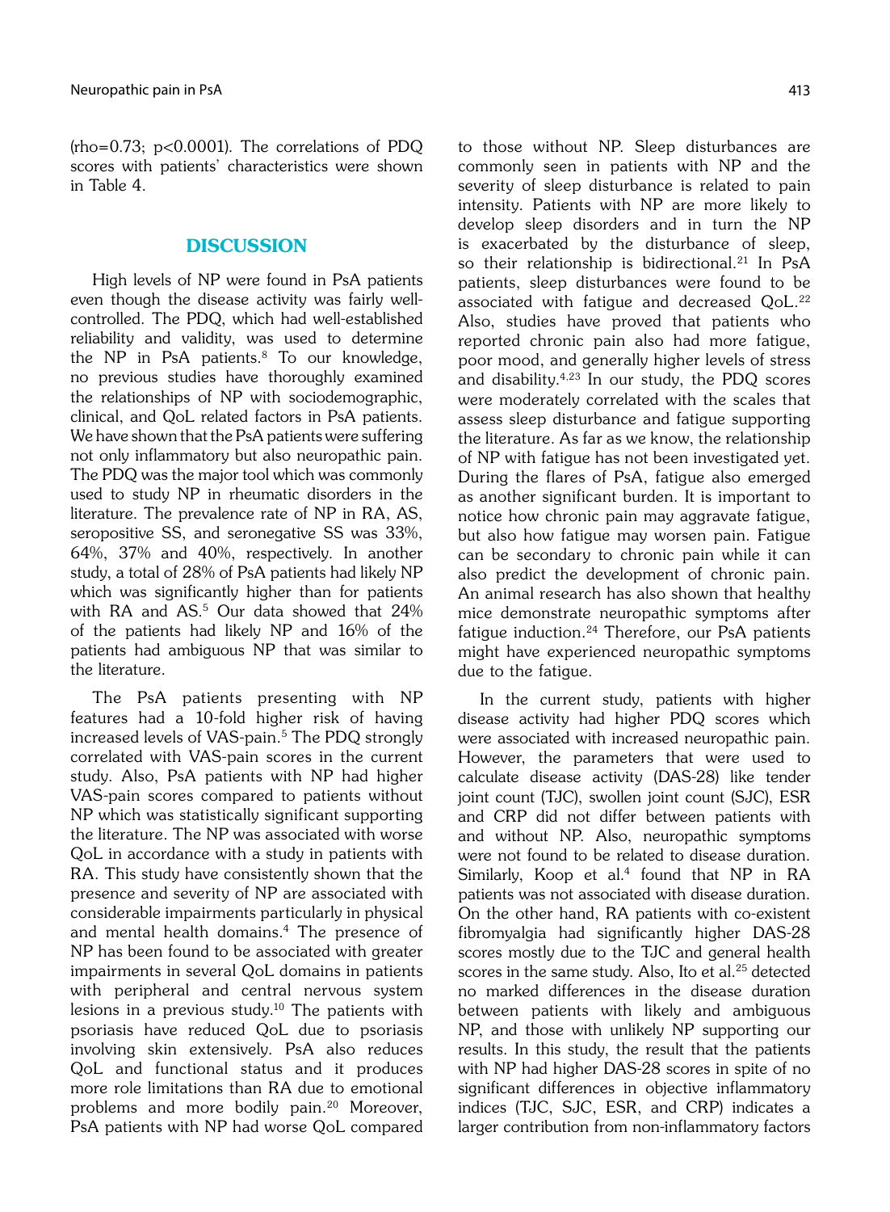(rho=0.73; $p<0.0001$). The correlations of PDQ scores with patients' characteristics were shown in Table 4.

## DISCUSSION

High levels of NP were found in PsA patients even though the disease activity was fairly well-controlled. The PDQ, which had well-established reliability and validity, was used to determine the NP in PsA patients.[8] To our knowledge, no previous studies have thoroughly examined the relationships of NP with sociodemographic, clinical, and QoL related factors in PsA patients. We have shown that the PsA patients were suffering not only inflammatory but also neuropathic pain. The PDQ was the major tool which was commonly used to study NP in rheumatic disorders in the literature. The prevalence rate of NP in RA, AS, seropositive SS, and seronegative SS was 33%, 64%, 37% and 40%, respectively. In another study, a total of 28% of PsA patients had likely NP which was significantly higher than for patients with RA and AS.[5] Our data showed that 24% of the patients had likely NP and 16% of the patients had ambiguous NP that was similar to the literature.

The PsA patients presenting with NP features had a 10-fold higher risk of having increased levels of VAS-pain.[5] The PDQ strongly correlated with VAS-pain scores in the current study. Also, PsA patients with NP had higher VAS-pain scores compared to patients without NP which was statistically significant supporting the literature. The NP was associated with worse QoL in accordance with a study in patients with RA. This study have consistently shown that the presence and severity of NP are associated with considerable impairments particularly in physical and mental health domains.[4] The presence of NP has been found to be associated with greater impairments in several QoL domains in patients with peripheral and central nervous system lesions in a previous study.[10] The patients with psoriasis have reduced QoL due to psoriasis involving skin extensively. PsA also reduces QoL and functional status and it produces more role limitations than RA due to emotional problems and more bodily pain.[20] Moreover, PsA patients with NP had worse QoL compared to those without NP. Sleep disturbances are commonly seen in patients with NP and the severity of sleep disturbance is related to pain intensity. Patients with NP are more likely to develop sleep disorders and in turn the NP is exacerbated by the disturbance of sleep, so their relationship is bidirectional.[21] In PsA patients, sleep disturbances were found to be associated with fatigue and decreased QoL.[22] Also, studies have proved that patients who reported chronic pain also had more fatigue, poor mood, and generally higher levels of stress and disability.[4,23] In our study, the PDQ scores were moderately correlated with the scales that assess sleep disturbance and fatigue supporting the literature. As far as we know, the relationship of NP with fatigue has not been investigated yet. During the flares of PsA, fatigue also emerged as another significant burden. It is important to notice how chronic pain may aggravate fatigue, but also how fatigue may worsen pain. Fatigue can be secondary to chronic pain while it can also predict the development of chronic pain. An animal research has also shown that healthy mice demonstrate neuropathic symptoms after fatigue induction.[24] Therefore, our PsA patients might have experienced neuropathic symptoms due to the fatigue.

In the current study, patients with higher disease activity had higher PDQ scores which were associated with increased neuropathic pain. However, the parameters that were used to calculate disease activity (DAS-28) like tender joint count (TJC), swollen joint count (SJC), ESR and CRP did not differ between patients with and without NP. Also, neuropathic symptoms were not found to be related to disease duration. Similarly, Koop et al.[4] found that NP in RA patients was not associated with disease duration. On the other hand, RA patients with co-existent fibromyalgia had significantly higher DAS-28 scores mostly due to the TJC and general health scores in the same study. Also, Ito et al.[25] detected no marked differences in the disease duration between patients with likely and ambiguous NP, and those with unlikely NP supporting our results. In this study, the result that the patients with NP had higher DAS-28 scores in spite of no significant differences in objective inflammatory indices (TJC, SJC, ESR, and CRP) indicates a larger contribution from non-inflammatory factors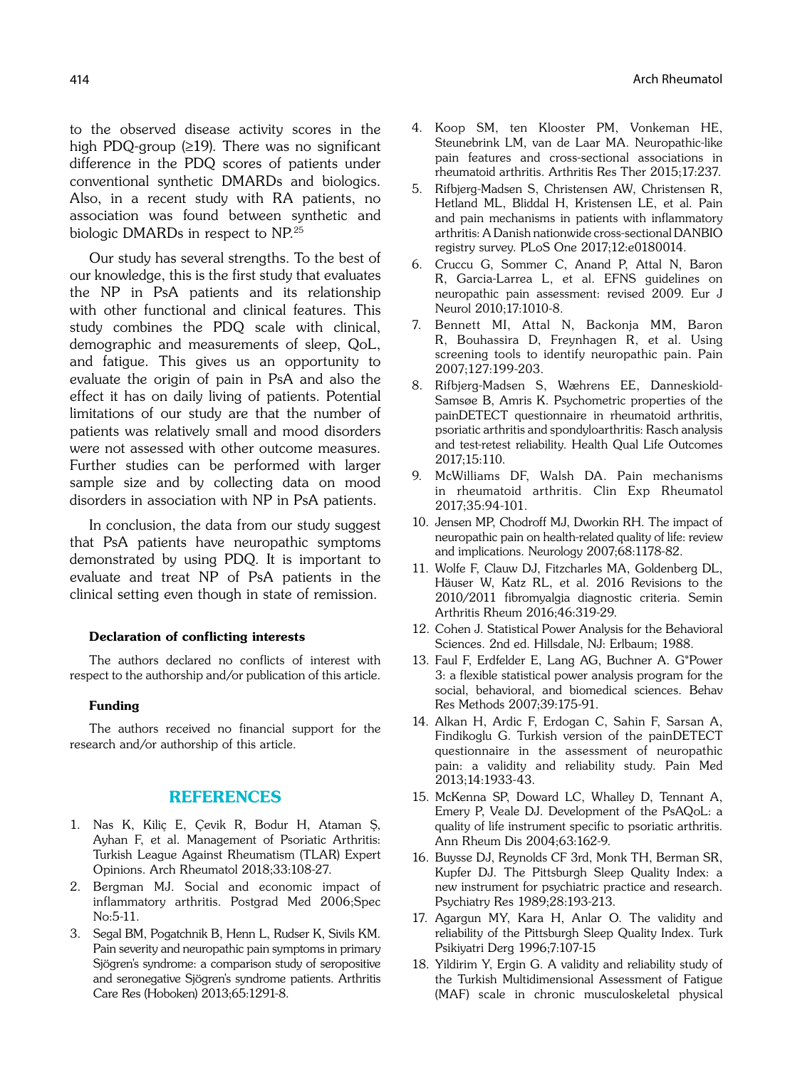to the observed disease activity scores in the high PDQ-group (≥19). There was no significant difference in the PDQ scores of patients under conventional synthetic DMARDs and biologics. Also, in a recent study with RA patients, no association was found between synthetic and biologic DMARDs in respect to NP.[25]

Our study has several strengths. To the best of our knowledge, this is the first study that evaluates the NP in PsA patients and its relationship with other functional and clinical features. This study combines the PDQ scale with clinical, demographic and measurements of sleep, QoL, and fatigue. This gives us an opportunity to evaluate the origin of pain in PsA and also the effect it has on daily living of patients. Potential limitations of our study are that the number of patients was relatively small and mood disorders were not assessed with other outcome measures. Further studies can be performed with larger sample size and by collecting data on mood disorders in association with NP in PsA patients.

In conclusion, the data from our study suggest that PsA patients have neuropathic symptoms demonstrated by using PDQ. It is important to evaluate and treat NP of PsA patients in the clinical setting even though in state of remission.

**Declaration of conflicting interests**

The authors declared no conflicts of interest with respect to the authorship and/or publication of this article.

**Funding**

The authors received no financial support for the research and/or authorship of this article.

## REFERENCES

1. Nas K, Kiliç E, Çevik R, Bodur H, Ataman Ş, Ayhan F, et al. Management of Psoriatic Arthritis: Turkish League Against Rheumatism (TLAR) Expert Opinions. Arch Rheumatol 2018;33:108-27.
2. Bergman MJ. Social and economic impact of inflammatory arthritis. Postgrad Med 2006;Spec No:5-11.
3. Segal BM, Pogatchnik B, Henn L, Rudser K, Sivils KM. Pain severity and neuropathic pain symptoms in primary Sjögren's syndrome: a comparison study of seropositive and seronegative Sjögren's syndrome patients. Arthritis Care Res (Hoboken) 2013;65:1291-8.
4. Koop SM, ten Klooster PM, Vonkeman HE, Steunebrink LM, van de Laar MA. Neuropathic-like pain features and cross-sectional associations in rheumatoid arthritis. Arthritis Res Ther 2015;17:237.
5. Rifbjerg-Madsen S, Christensen AW, Christensen R, Hetland ML, Bliddal H, Kristensen LE, et al. Pain and pain mechanisms in patients with inflammatory arthritis: A Danish nationwide cross-sectional DANBIO registry survey. PLoS One 2017;12:e0180014.
6. Cruccu G, Sommer C, Anand P, Attal N, Baron R, Garcia-Larrea L, et al. EFNS guidelines on neuropathic pain assessment: revised 2009. Eur J Neurol 2010;17:1010-8.
7. Bennett MI, Attal N, Backonja MM, Baron R, Bouhassira D, Freynhagen R, et al. Using screening tools to identify neuropathic pain. Pain 2007;127:199-203.
8. Rifbjerg-Madsen S, Wæhrens EE, Danneskiold-Samsøe B, Amris K. Psychometric properties of the painDETECT questionnaire in rheumatoid arthritis, psoriatic arthritis and spondyloarthritis: Rasch analysis and test-retest reliability. Health Qual Life Outcomes 2017;15:110.
9. McWilliams DF, Walsh DA. Pain mechanisms in rheumatoid arthritis. Clin Exp Rheumatol 2017;35:94-101.
10. Jensen MP, Chodroff MJ, Dworkin RH. The impact of neuropathic pain on health-related quality of life: review and implications. Neurology 2007;68:1178-82.
11. Wolfe F, Clauw DJ, Fitzcharles MA, Goldenberg DL, Häuser W, Katz RL, et al. 2016 Revisions to the 2010/2011 fibromyalgia diagnostic criteria. Semin Arthritis Rheum 2016;46:319-29.
12. Cohen J. Statistical Power Analysis for the Behavioral Sciences. 2nd ed. Hillsdale, NJ: Erlbaum; 1988.
13. Faul F, Erdfelder E, Lang AG, Buchner A. G*Power 3: a flexible statistical power analysis program for the social, behavioral, and biomedical sciences. Behav Res Methods 2007;39:175-91.
14. Alkan H, Ardic F, Erdogan C, Sahin F, Sarsan A, Findikoglu G. Turkish version of the painDETECT questionnaire in the assessment of neuropathic pain: a validity and reliability study. Pain Med 2013;14:1933-43.
15. McKenna SP, Doward LC, Whalley D, Tennant A, Emery P, Veale DJ. Development of the PsAQoL: a quality of life instrument specific to psoriatic arthritis. Ann Rheum Dis 2004;63:162-9.
16. Buysse DJ, Reynolds CF 3rd, Monk TH, Berman SR, Kupfer DJ. The Pittsburgh Sleep Quality Index: a new instrument for psychiatric practice and research. Psychiatry Res 1989;28:193-213.
17. Agargun MY, Kara H, Anlar O. The validity and reliability of the Pittsburgh Sleep Quality Index. Turk Psikiyatri Derg 1996;7:107-15
18. Yildirim Y, Ergin G. A validity and reliability study of the Turkish Multidimensional Assessment of Fatigue (MAF) scale in chronic musculoskeletal physical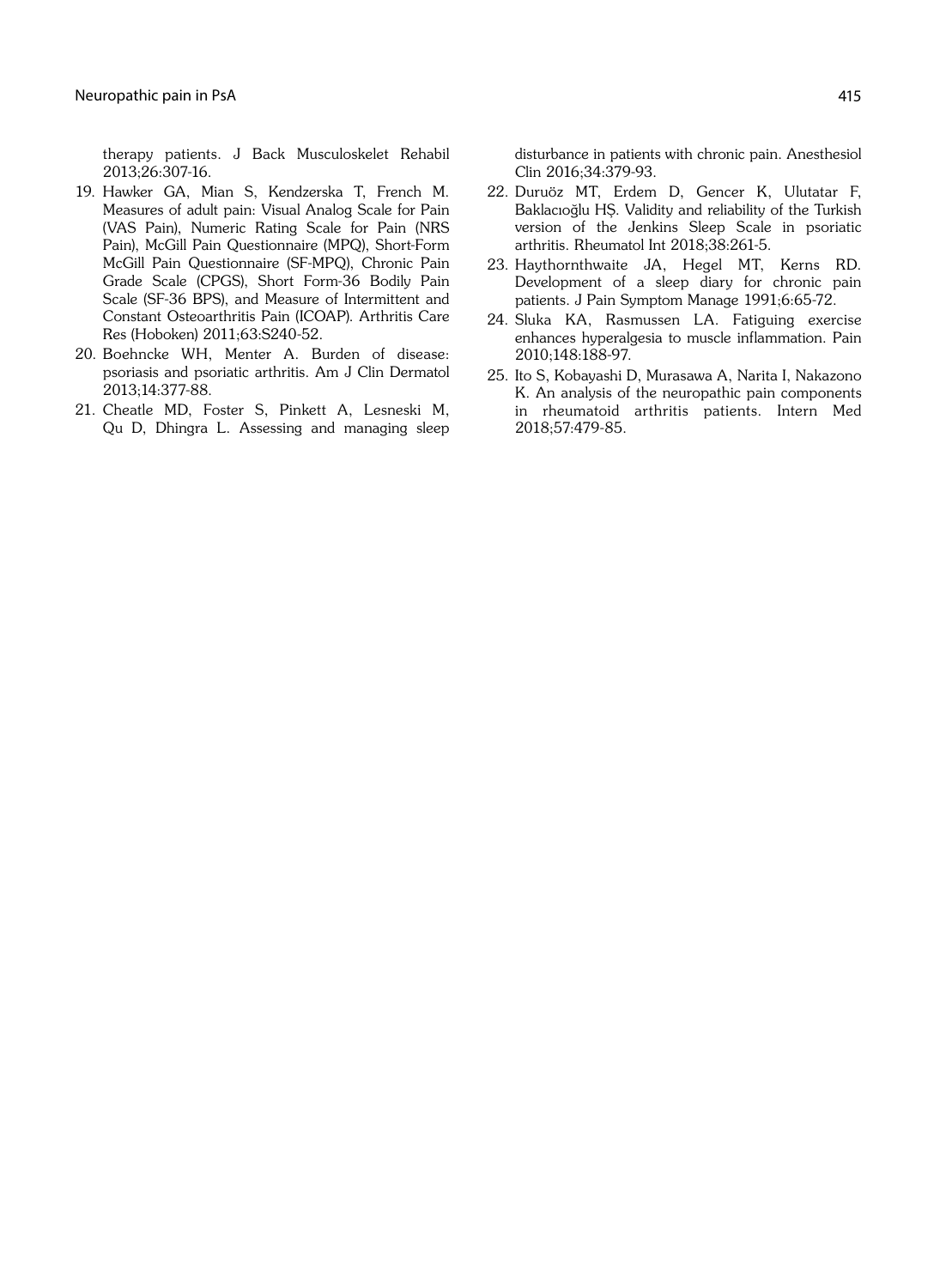therapy patients. J Back Musculoskelet Rehabil 2013;26:307-16.

19. Hawker GA, Mian S, Kendzerska T, French M. Measures of adult pain: Visual Analog Scale for Pain (VAS Pain), Numeric Rating Scale for Pain (NRS Pain), McGill Pain Questionnaire (MPQ), Short-Form McGill Pain Questionnaire (SF-MPQ), Chronic Pain Grade Scale (CPGS), Short Form-36 Bodily Pain Scale (SF-36 BPS), and Measure of Intermittent and Constant Osteoarthritis Pain (ICOAP). Arthritis Care Res (Hoboken) 2011;63:S240-52.
20. Boehncke WH, Menter A. Burden of disease: psoriasis and psoriatic arthritis. Am J Clin Dermatol 2013;14:377-88.
21. Cheatle MD, Foster S, Pinkett A, Lesneski M, Qu D, Dhingra L. Assessing and managing sleep disturbance in patients with chronic pain. Anesthesiol Clin 2016;34:379-93.
22. Duruöz MT, Erdem D, Gencer K, Ulutatar F, Baklacıoğlu HŞ. Validity and reliability of the Turkish version of the Jenkins Sleep Scale in psoriatic arthritis. Rheumatol Int 2018;38:261-5.
23. Haythornthwaite JA, Hegel MT, Kerns RD. Development of a sleep diary for chronic pain patients. J Pain Symptom Manage 1991;6:65-72.
24. Sluka KA, Rasmussen LA. Fatiguing exercise enhances hyperalgesia to muscle inflammation. Pain 2010;148:188-97.
25. Ito S, Kobayashi D, Murasawa A, Narita I, Nakazono K. An analysis of the neuropathic pain components in rheumatoid arthritis patients. Intern Med 2018;57:479-85.